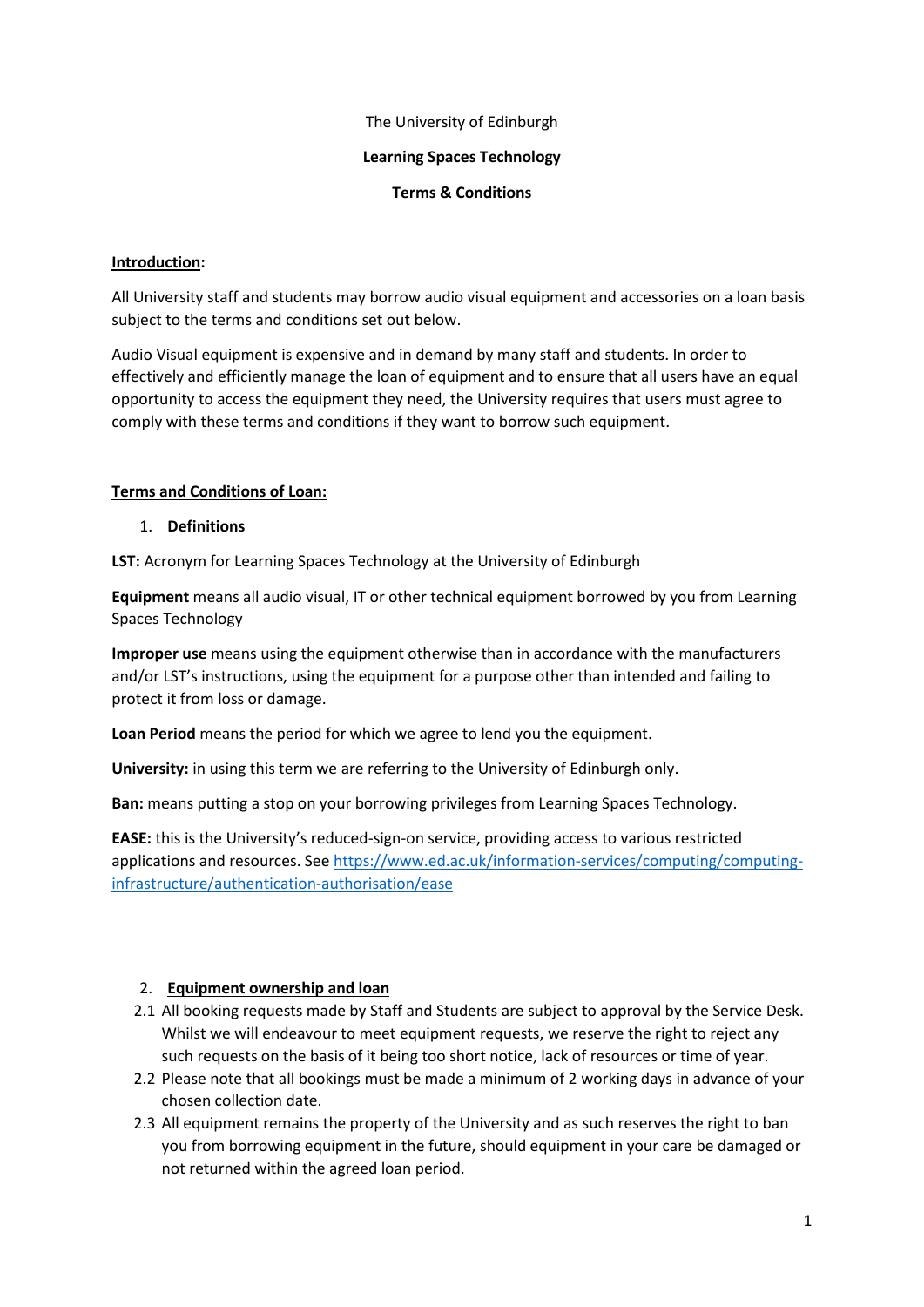The University of Edinburgh

**Learning Spaces Technology**

**Terms & Conditions**

## Introduction:

All University staff and students may borrow audio visual equipment and accessories on a loan basis subject to the terms and conditions set out below.

Audio Visual equipment is expensive and in demand by many staff and students. In order to effectively and efficiently manage the loan of equipment and to ensure that all users have an equal opportunity to access the equipment they need, the University requires that users must agree to comply with these terms and conditions if they want to borrow such equipment.

## Terms and Conditions of Loan:

### 1. Definitions

**LST:** Acronym for Learning Spaces Technology at the University of Edinburgh

**Equipment** means all audio visual, IT or other technical equipment borrowed by you from Learning Spaces Technology

**Improper use** means using the equipment otherwise than in accordance with the manufacturers and/or LST's instructions, using the equipment for a purpose other than intended and failing to protect it from loss or damage.

**Loan Period** means the period for which we agree to lend you the equipment.

**University:** in using this term we are referring to the University of Edinburgh only.

**Ban:** means putting a stop on your borrowing privileges from Learning Spaces Technology.

**EASE:** this is the University's reduced-sign-on service, providing access to various restricted applications and resources. See https://www.ed.ac.uk/information-services/computing/computing-infrastructure/authentication-authorisation/ease

### 2. Equipment ownership and loan

2.1 All booking requests made by Staff and Students are subject to approval by the Service Desk. Whilst we will endeavour to meet equipment requests, we reserve the right to reject any such requests on the basis of it being too short notice, lack of resources or time of year.

2.2 Please note that all bookings must be made a minimum of 2 working days in advance of your chosen collection date.

2.3 All equipment remains the property of the University and as such reserves the right to ban you from borrowing equipment in the future, should equipment in your care be damaged or not returned within the agreed loan period.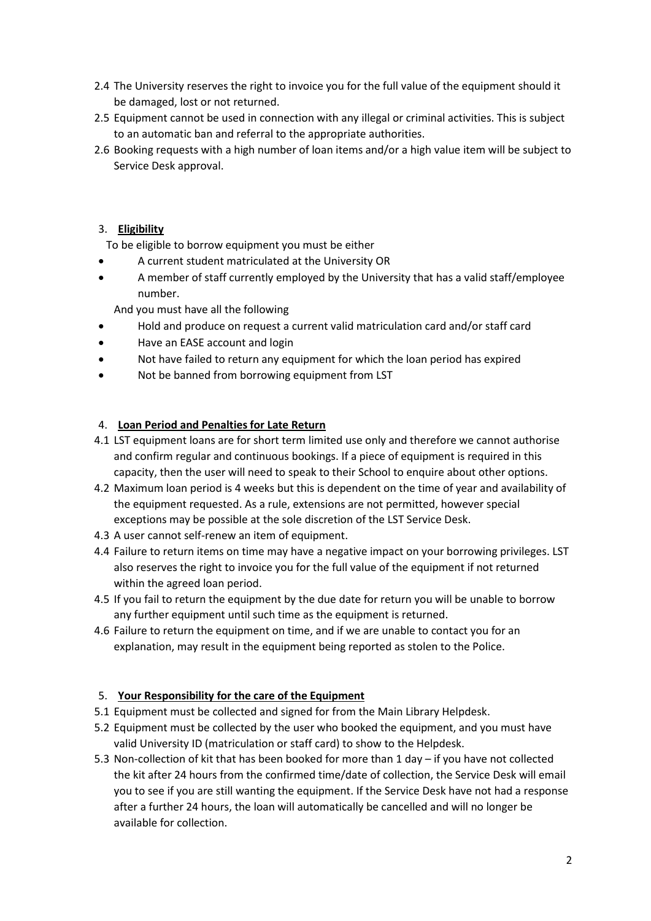2.4 The University reserves the right to invoice you for the full value of the equipment should it be damaged, lost or not returned.

2.5 Equipment cannot be used in connection with any illegal or criminal activities. This is subject to an automatic ban and referral to the appropriate authorities.

2.6 Booking requests with a high number of loan items and/or a high value item will be subject to Service Desk approval.

## 3. **Eligibility**

To be eligible to borrow equipment you must be either

- A current student matriculated at the University OR
- A member of staff currently employed by the University that has a valid staff/employee number.

And you must have all the following

- Hold and produce on request a current valid matriculation card and/or staff card
- Have an EASE account and login
- Not have failed to return any equipment for which the loan period has expired
- Not be banned from borrowing equipment from LST

## 4. **Loan Period and Penalties for Late Return**

4.1 LST equipment loans are for short term limited use only and therefore we cannot authorise and confirm regular and continuous bookings. If a piece of equipment is required in this capacity, then the user will need to speak to their School to enquire about other options.

4.2 Maximum loan period is 4 weeks but this is dependent on the time of year and availability of the equipment requested. As a rule, extensions are not permitted, however special exceptions may be possible at the sole discretion of the LST Service Desk.

4.3 A user cannot self-renew an item of equipment.

4.4 Failure to return items on time may have a negative impact on your borrowing privileges. LST also reserves the right to invoice you for the full value of the equipment if not returned within the agreed loan period.

4.5 If you fail to return the equipment by the due date for return you will be unable to borrow any further equipment until such time as the equipment is returned.

4.6 Failure to return the equipment on time, and if we are unable to contact you for an explanation, may result in the equipment being reported as stolen to the Police.

## 5. **Your Responsibility for the care of the Equipment**

5.1 Equipment must be collected and signed for from the Main Library Helpdesk.

5.2 Equipment must be collected by the user who booked the equipment, and you must have valid University ID (matriculation or staff card) to show to the Helpdesk.

5.3 Non-collection of kit that has been booked for more than 1 day – if you have not collected the kit after 24 hours from the confirmed time/date of collection, the Service Desk will email you to see if you are still wanting the equipment. If the Service Desk have not had a response after a further 24 hours, the loan will automatically be cancelled and will no longer be available for collection.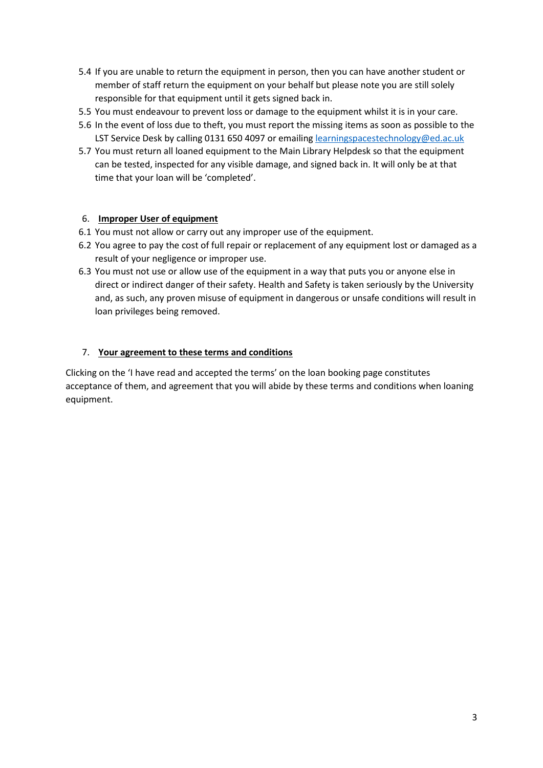5.4 If you are unable to return the equipment in person, then you can have another student or member of staff return the equipment on your behalf but please note you are still solely responsible for that equipment until it gets signed back in.

5.5 You must endeavour to prevent loss or damage to the equipment whilst it is in your care.

5.6 In the event of loss due to theft, you must report the missing items as soon as possible to the LST Service Desk by calling 0131 650 4097 or emailing learningspacestechnology@ed.ac.uk

5.7 You must return all loaned equipment to the Main Library Helpdesk so that the equipment can be tested, inspected for any visible damage, and signed back in. It will only be at that time that your loan will be 'completed'.

## 6. Improper User of equipment

6.1 You must not allow or carry out any improper use of the equipment.

6.2 You agree to pay the cost of full repair or replacement of any equipment lost or damaged as a result of your negligence or improper use.

6.3 You must not use or allow use of the equipment in a way that puts you or anyone else in direct or indirect danger of their safety. Health and Safety is taken seriously by the University and, as such, any proven misuse of equipment in dangerous or unsafe conditions will result in loan privileges being removed.

## 7. Your agreement to these terms and conditions

Clicking on the 'I have read and accepted the terms' on the loan booking page constitutes acceptance of them, and agreement that you will abide by these terms and conditions when loaning equipment.